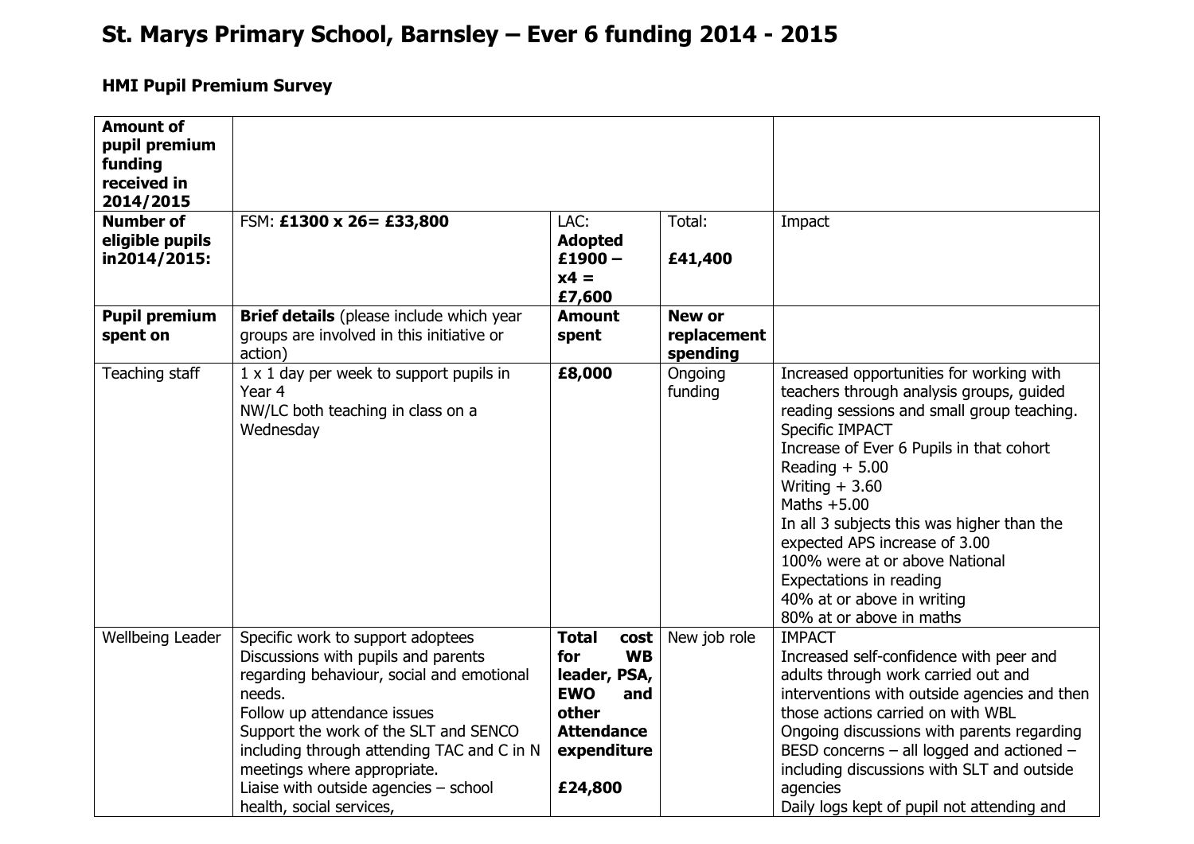# St. Marys Primary School, Barnsley – Ever 6 funding 2014 - 2015

### HMI Pupil Premium Survey

| **Amount of pupil premium funding received in 2014/2015** | | | | |
|---|---|---|---|---|
| **Number of eligible pupils in2014/2015:** | FSM: **£1300 x 26= £33,800** | LAC: **Adopted £1900 – x4 = £7,600** | Total: **£41,400** | Impact |
| **Pupil premium spent on** | **Brief details** (please include which year groups are involved in this initiative or action) | **Amount spent** | **New or replacement spending** | |
| Teaching staff | 1 x 1 day per week to support pupils in Year 4<br>NW/LC both teaching in class on a Wednesday | **£8,000** | Ongoing funding | Increased opportunities for working with teachers through analysis groups, guided reading sessions and small group teaching.<br>Specific IMPACT<br>Increase of Ever 6 Pupils in that cohort<br>Reading + 5.00<br>Writing + 3.60<br>Maths +5.00<br>In all 3 subjects this was higher than the expected APS increase of 3.00<br>100% were at or above National Expectations in reading<br>40% at or above in writing<br>80% at or above in maths |
| Wellbeing Leader | Specific work to support adoptees<br>Discussions with pupils and parents regarding behaviour, social and emotional needs.<br>Follow up attendance issues<br>Support the work of the SLT and SENCO including through attending TAC and C in N meetings where appropriate.<br>Liaise with outside agencies – school health, social services, | **Total cost for WB leader, PSA, EWO and other Attendance expenditure**<br><br>**£24,800** | New job role | IMPACT<br>Increased self-confidence with peer and adults through work carried out and interventions with outside agencies and then those actions carried on with WBL<br>Ongoing discussions with parents regarding BESD concerns – all logged and actioned – including discussions with SLT and outside agencies<br>Daily logs kept of pupil not attending and |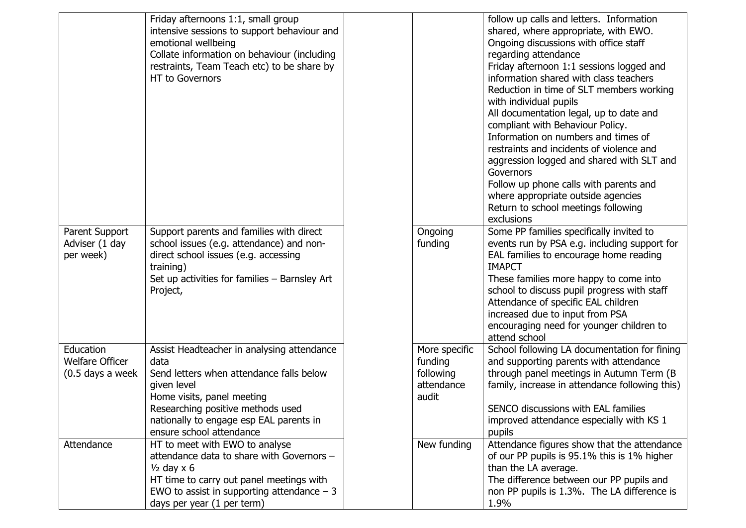| | | | | |
|---|---|---|---|---|
| | Friday afternoons 1:1, small group intensive sessions to support behaviour and emotional wellbeing<br>Collate information on behaviour (including restraints, Team Teach etc) to be share by HT to Governors | | | follow up calls and letters. Information shared, where appropriate, with EWO.<br>Ongoing discussions with office staff regarding attendance<br>Friday afternoon 1:1 sessions logged and information shared with class teachers<br>Reduction in time of SLT members working with individual pupils<br>All documentation legal, up to date and compliant with Behaviour Policy.<br>Information on numbers and times of restraints and incidents of violence and aggression logged and shared with SLT and Governors<br>Follow up phone calls with parents and where appropriate outside agencies<br>Return to school meetings following exclusions |
| Parent Support Adviser (1 day per week) | Support parents and families with direct school issues (e.g. attendance) and non-direct school issues (e.g. accessing training)<br>Set up activities for families – Barnsley Art Project, | | Ongoing funding | Some PP families specifically invited to events run by PSA e.g. including support for EAL families to encourage home reading IMAPCT<br>These families more happy to come into school to discuss pupil progress with staff<br>Attendance of specific EAL children increased due to input from PSA encouraging need for younger children to attend school |
| Education Welfare Officer (0.5 days a week | Assist Headteacher in analysing attendance data<br>Send letters when attendance falls below given level<br>Home visits, panel meeting<br>Researching positive methods used nationally to engage esp EAL parents in ensure school attendance | | More specific funding following attendance audit | School following LA documentation for fining and supporting parents with attendance through panel meetings in Autumn Term (B family, increase in attendance following this)<br><br>SENCO discussions with EAL families improved attendance especially with KS 1 pupils |
| Attendance | HT to meet with EWO to analyse attendance data to share with Governors – ½ day x 6<br>HT time to carry out panel meetings with EWO to assist in supporting attendance – 3 days per year (1 per term) | | New funding | Attendance figures show that the attendance of our PP pupils is 95.1% this is 1% higher than the LA average.<br>The difference between our PP pupils and non PP pupils is 1.3%. The LA difference is 1.9% |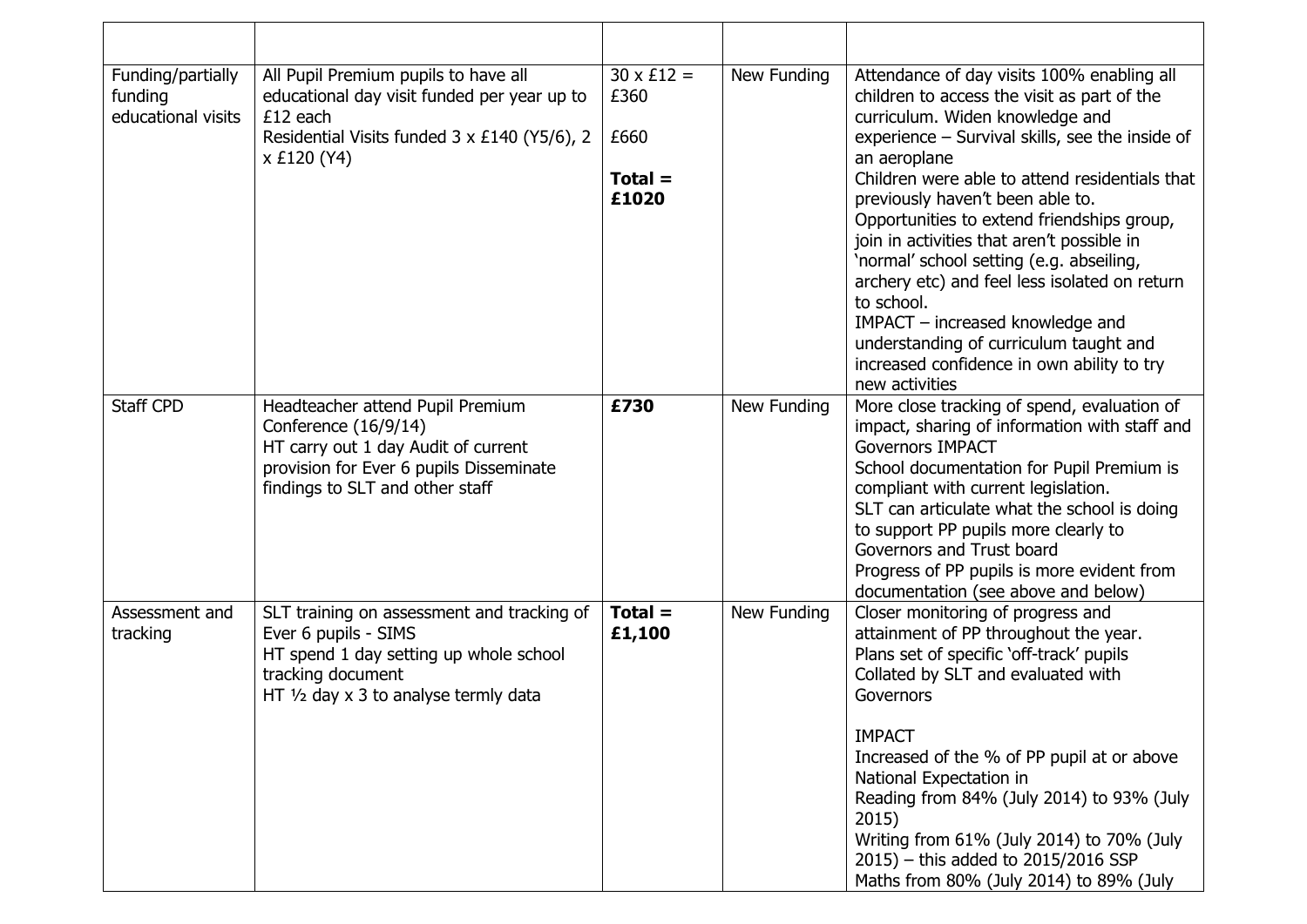| | | | | |
|---|---|---|---|---|
| Funding/partially funding educational visits | All Pupil Premium pupils to have all educational day visit funded per year up to £12 each<br>Residential Visits funded 3 x £140 (Y5/6), 2 x £120 (Y4) | 30 x £12 = £360<br><br>£660<br><br>**Total = £1020** | New Funding | Attendance of day visits 100% enabling all children to access the visit as part of the curriculum. Widen knowledge and experience – Survival skills, see the inside of an aeroplane<br>Children were able to attend residentials that previously haven't been able to.<br>Opportunities to extend friendships group, join in activities that aren't possible in 'normal' school setting (e.g. abseiling, archery etc) and feel less isolated on return to school.<br>IMPACT – increased knowledge and understanding of curriculum taught and increased confidence in own ability to try new activities |
| Staff CPD | Headteacher attend Pupil Premium Conference (16/9/14)<br>HT carry out 1 day Audit of current provision for Ever 6 pupils Disseminate findings to SLT and other staff | **£730** | New Funding | More close tracking of spend, evaluation of impact, sharing of information with staff and Governors IMPACT<br>School documentation for Pupil Premium is compliant with current legislation.<br>SLT can articulate what the school is doing to support PP pupils more clearly to Governors and Trust board<br>Progress of PP pupils is more evident from documentation (see above and below) |
| Assessment and tracking | SLT training on assessment and tracking of Ever 6 pupils - SIMS<br>HT spend 1 day setting up whole school tracking document<br>HT ½ day x 3 to analyse termly data | **Total = £1,100** | New Funding | Closer monitoring of progress and attainment of PP throughout the year.<br>Plans set of specific 'off-track' pupils<br>Collated by SLT and evaluated with Governors<br><br>IMPACT<br>Increased of the % of PP pupil at or above National Expectation in<br>Reading from 84% (July 2014) to 93% (July 2015)<br>Writing from 61% (July 2014) to 70% (July 2015) – this added to 2015/2016 SSP<br>Maths from 80% (July 2014) to 89% (July |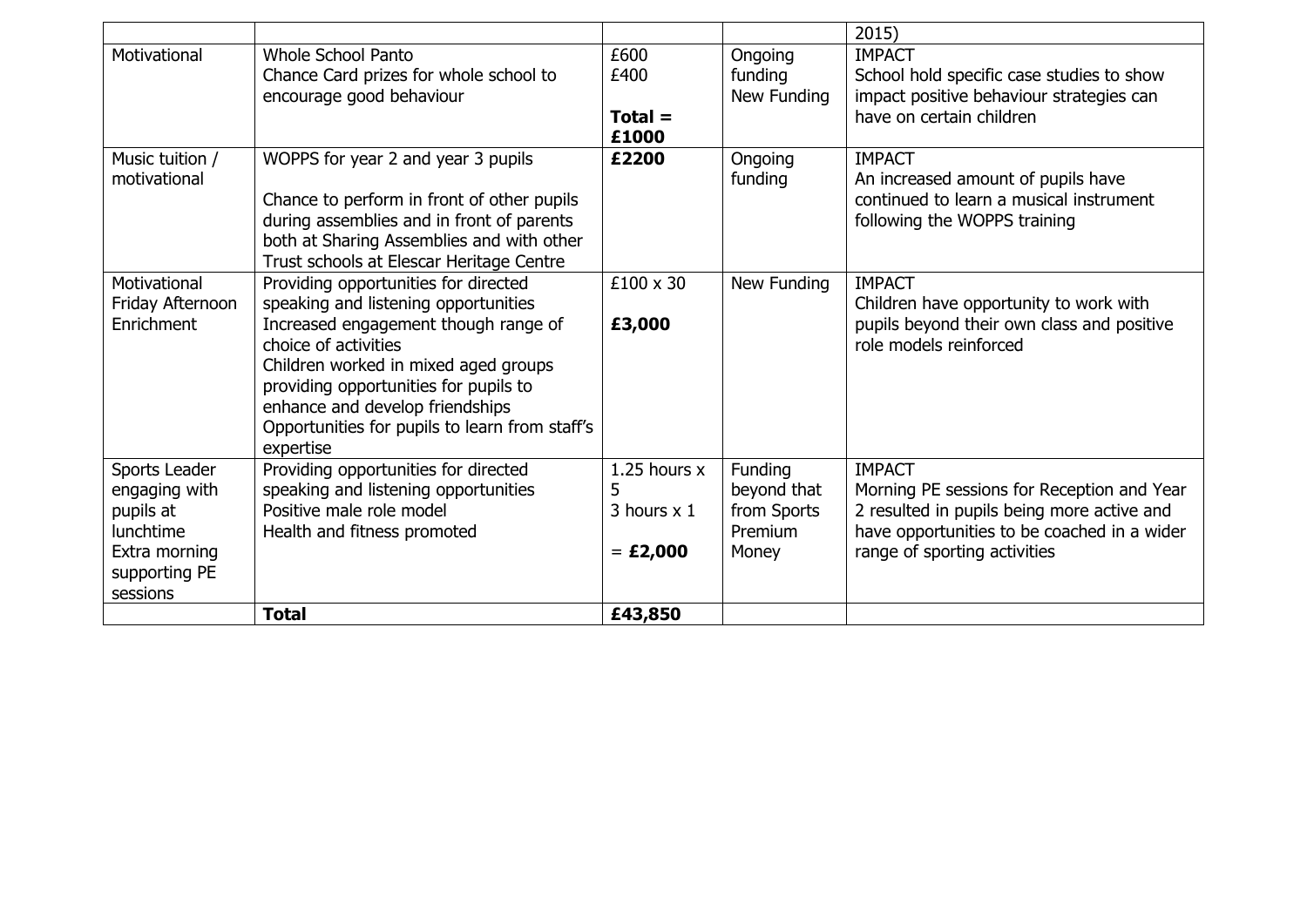| | | | | |
|---|---|---|---|---|
| | | | | 2015) |
| Motivational | Whole School Panto<br>Chance Card prizes for whole school to encourage good behaviour | £600<br>£400<br><br>**Total = £1000** | Ongoing funding<br>New Funding | IMPACT<br>School hold specific case studies to show impact positive behaviour strategies can have on certain children |
| Music tuition / motivational | WOPPS for year 2 and year 3 pupils<br><br>Chance to perform in front of other pupils during assemblies and in front of parents both at Sharing Assemblies and with other Trust schools at Elescar Heritage Centre | **£2200** | Ongoing funding | IMPACT<br>An increased amount of pupils have continued to learn a musical instrument following the WOPPS training |
| Motivational Friday Afternoon Enrichment | Providing opportunities for directed speaking and listening opportunities<br>Increased engagement though range of choice of activities<br>Children worked in mixed aged groups providing opportunities for pupils to enhance and develop friendships<br>Opportunities for pupils to learn from staff's expertise | £100 x 30<br><br>**£3,000** | New Funding | IMPACT<br>Children have opportunity to work with pupils beyond their own class and positive role models reinforced |
| Sports Leader engaging with pupils at lunchtime<br>Extra morning supporting PE sessions | Providing opportunities for directed speaking and listening opportunities<br>Positive male role model<br>Health and fitness promoted | 1.25 hours x 5<br>3 hours x 1<br><br>= **£2,000** | Funding beyond that from Sports Premium Money | IMPACT<br>Morning PE sessions for Reception and Year 2 resulted in pupils being more active and have opportunities to be coached in a wider range of sporting activities |
| | **Total** | **£43,850** | | |